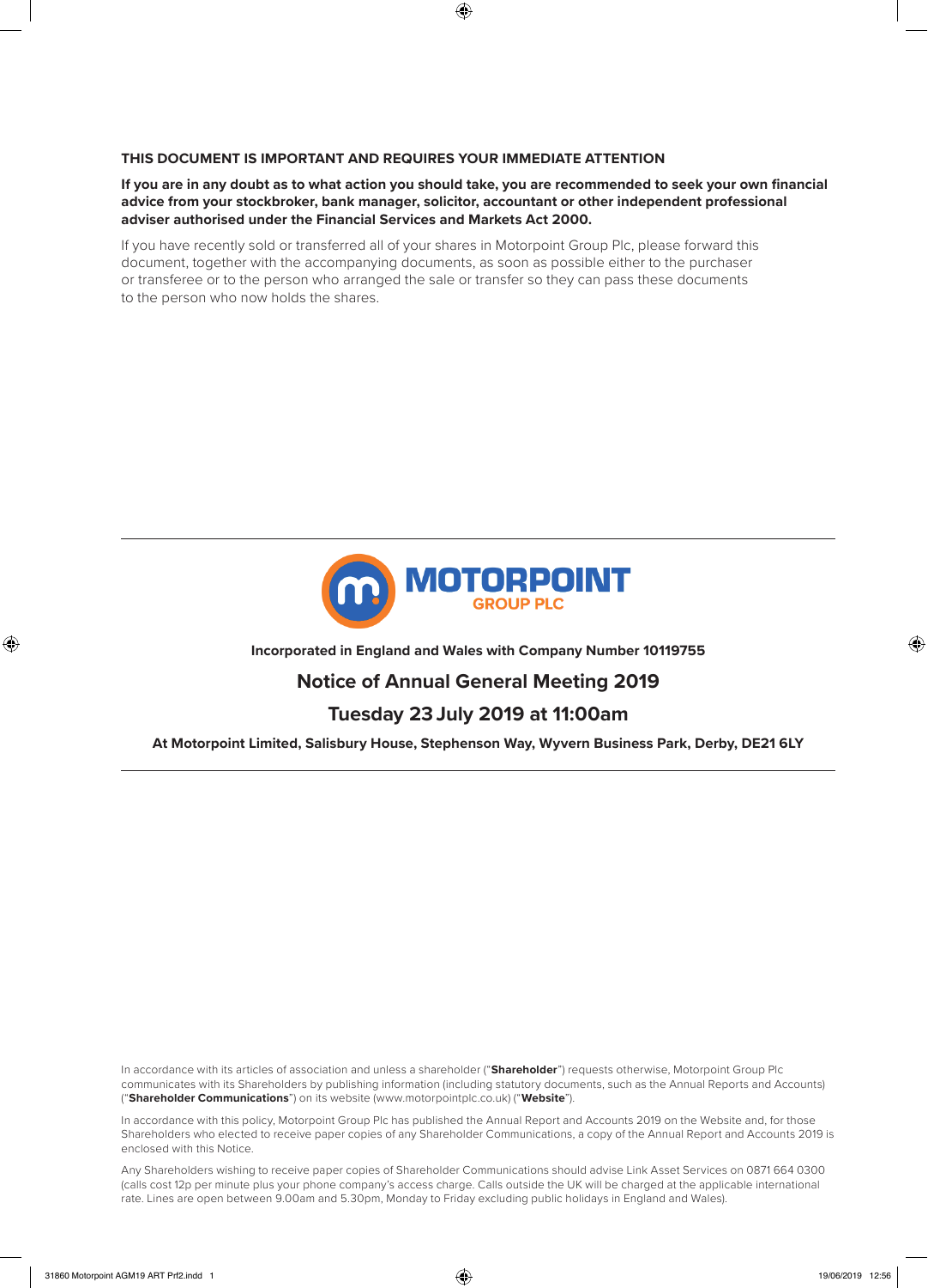**THIS DOCUMENT IS IMPORTANT AND REQUIRES YOUR IMMEDIATE ATTENTION**

**If you are in any doubt as to what action you should take, you are recommended to seek your own financial advice from your stockbroker, bank manager, solicitor, accountant or other independent professional adviser authorised under the Financial Services and Markets Act 2000.**

If you have recently sold or transferred all of your shares in Motorpoint Group Plc, please forward this document, together with the accompanying documents, as soon as possible either to the purchaser or transferee or to the person who arranged the sale or transfer so they can pass these documents to the person who now holds the shares.

MOTORPOINT GROUP PLC

**Incorporated in England and Wales with Company Number 10119755**

# Notice of Annual General Meeting 2019

## Tuesday 23 July 2019 at 11:00am

**At Motorpoint Limited, Salisbury House, Stephenson Way, Wyvern Business Park, Derby, DE21 6LY**

In accordance with its articles of association and unless a shareholder ("**Shareholder**") requests otherwise, Motorpoint Group Plc communicates with its Shareholders by publishing information (including statutory documents, such as the Annual Reports and Accounts) ("**Shareholder Communications**") on its website (www.motorpointplc.co.uk) ("**Website**").

In accordance with this policy, Motorpoint Group Plc has published the Annual Report and Accounts 2019 on the Website and, for those Shareholders who elected to receive paper copies of any Shareholder Communications, a copy of the Annual Report and Accounts 2019 is enclosed with this Notice.

Any Shareholders wishing to receive paper copies of Shareholder Communications should advise Link Asset Services on 0871 664 0300 (calls cost 12p per minute plus your phone company's access charge. Calls outside the UK will be charged at the applicable international rate. Lines are open between 9.00am and 5.30pm, Monday to Friday excluding public holidays in England and Wales).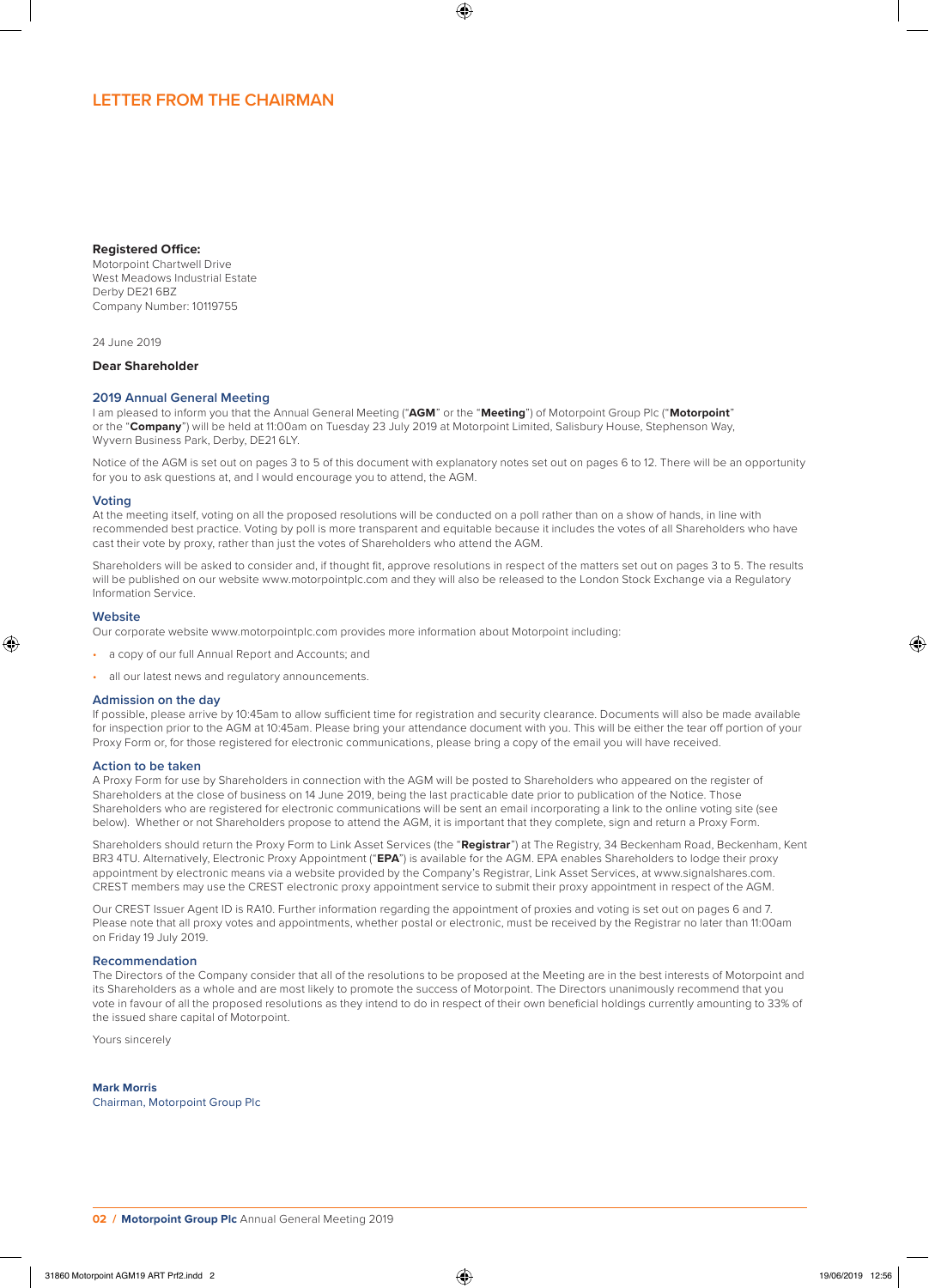# LETTER FROM THE CHAIRMAN

**Registered Office:**
Motorpoint Chartwell Drive
West Meadows Industrial Estate
Derby DE21 6BZ
Company Number: 10119755

24 June 2019

**Dear Shareholder**

## 2019 Annual General Meeting

I am pleased to inform you that the Annual General Meeting ("**AGM**" or the "**Meeting**") of Motorpoint Group Plc ("**Motorpoint**" or the "**Company**") will be held at 11:00am on Tuesday 23 July 2019 at Motorpoint Limited, Salisbury House, Stephenson Way, Wyvern Business Park, Derby, DE21 6LY.

Notice of the AGM is set out on pages 3 to 5 of this document with explanatory notes set out on pages 6 to 12. There will be an opportunity for you to ask questions at, and I would encourage you to attend, the AGM.

## Voting

At the meeting itself, voting on all the proposed resolutions will be conducted on a poll rather than on a show of hands, in line with recommended best practice. Voting by poll is more transparent and equitable because it includes the votes of all Shareholders who have cast their vote by proxy, rather than just the votes of Shareholders who attend the AGM.

Shareholders will be asked to consider and, if thought fit, approve resolutions in respect of the matters set out on pages 3 to 5. The results will be published on our website www.motorpointplc.com and they will also be released to the London Stock Exchange via a Regulatory Information Service.

## Website

Our corporate website www.motorpointplc.com provides more information about Motorpoint including:

- a copy of our full Annual Report and Accounts; and
- all our latest news and regulatory announcements.

## Admission on the day

If possible, please arrive by 10:45am to allow sufficient time for registration and security clearance. Documents will also be made available for inspection prior to the AGM at 10:45am. Please bring your attendance document with you. This will be either the tear off portion of your Proxy Form or, for those registered for electronic communications, please bring a copy of the email you will have received.

## Action to be taken

A Proxy Form for use by Shareholders in connection with the AGM will be posted to Shareholders who appeared on the register of Shareholders at the close of business on 14 June 2019, being the last practicable date prior to publication of the Notice. Those Shareholders who are registered for electronic communications will be sent an email incorporating a link to the online voting site (see below). Whether or not Shareholders propose to attend the AGM, it is important that they complete, sign and return a Proxy Form.

Shareholders should return the Proxy Form to Link Asset Services (the "**Registrar**") at The Registry, 34 Beckenham Road, Beckenham, Kent BR3 4TU. Alternatively, Electronic Proxy Appointment ("**EPA**") is available for the AGM. EPA enables Shareholders to lodge their proxy appointment by electronic means via a website provided by the Company's Registrar, Link Asset Services, at www.signalshares.com. CREST members may use the CREST electronic proxy appointment service to submit their proxy appointment in respect of the AGM.

Our CREST Issuer Agent ID is RA10. Further information regarding the appointment of proxies and voting is set out on pages 6 and 7. Please note that all proxy votes and appointments, whether postal or electronic, must be received by the Registrar no later than 11:00am on Friday 19 July 2019.

## Recommendation

The Directors of the Company consider that all of the resolutions to be proposed at the Meeting are in the best interests of Motorpoint and its Shareholders as a whole and are most likely to promote the success of Motorpoint. The Directors unanimously recommend that you vote in favour of all the proposed resolutions as they intend to do in respect of their own beneficial holdings currently amounting to 33% of the issued share capital of Motorpoint.

Yours sincerely

**Mark Morris**
Chairman, Motorpoint Group Plc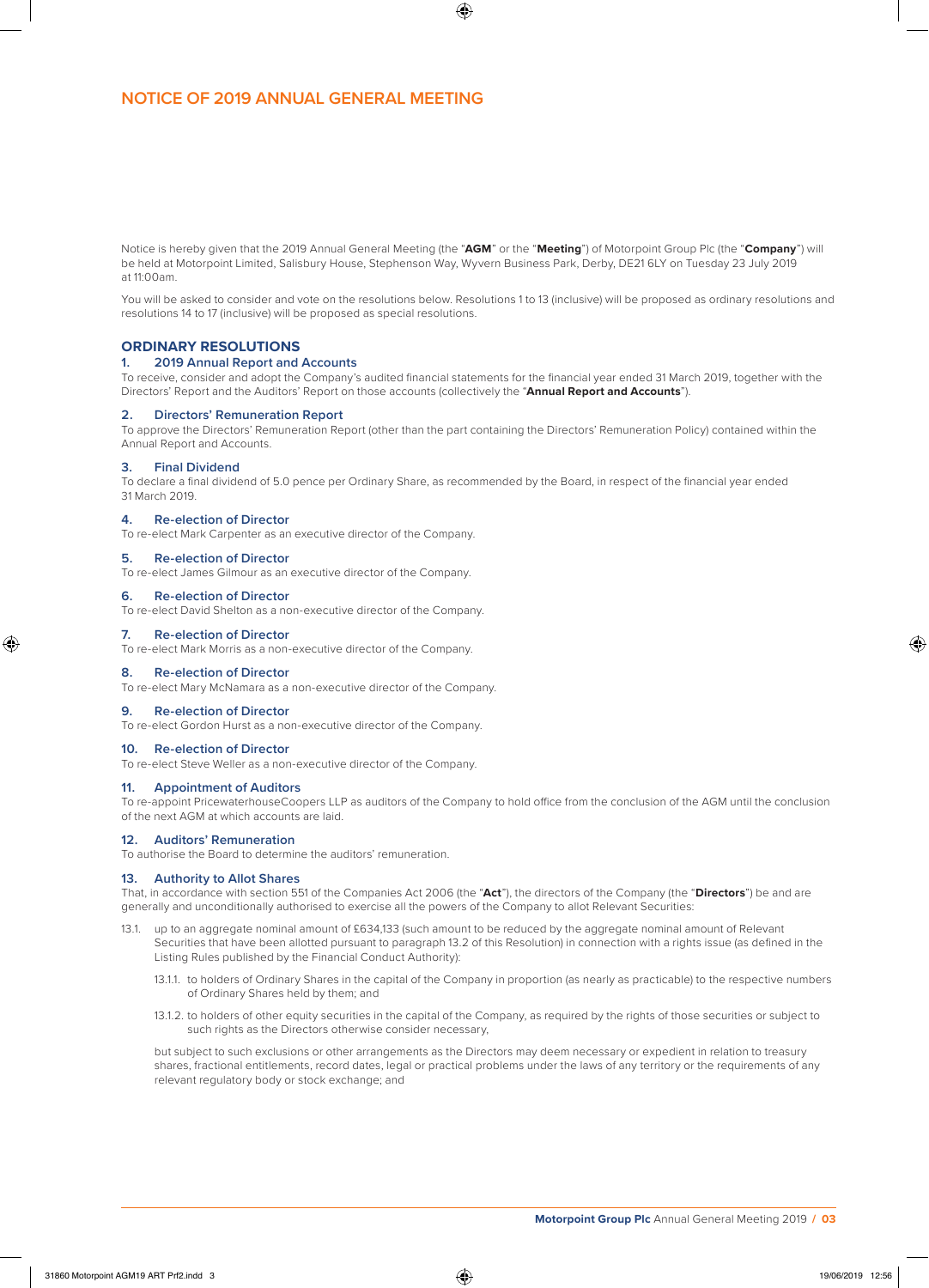# NOTICE OF 2019 ANNUAL GENERAL MEETING

Notice is hereby given that the 2019 Annual General Meeting (the "**AGM**" or the "**Meeting**") of Motorpoint Group Plc (the "**Company**") will be held at Motorpoint Limited, Salisbury House, Stephenson Way, Wyvern Business Park, Derby, DE21 6LY on Tuesday 23 July 2019 at 11:00am.

You will be asked to consider and vote on the resolutions below. Resolutions 1 to 13 (inclusive) will be proposed as ordinary resolutions and resolutions 14 to 17 (inclusive) will be proposed as special resolutions.

## ORDINARY RESOLUTIONS

### 1. 2019 Annual Report and Accounts

To receive, consider and adopt the Company's audited financial statements for the financial year ended 31 March 2019, together with the Directors' Report and the Auditors' Report on those accounts (collectively the "**Annual Report and Accounts**").

### 2. Directors' Remuneration Report

To approve the Directors' Remuneration Report (other than the part containing the Directors' Remuneration Policy) contained within the Annual Report and Accounts.

### 3. Final Dividend

To declare a final dividend of 5.0 pence per Ordinary Share, as recommended by the Board, in respect of the financial year ended 31 March 2019.

### 4. Re-election of Director

To re-elect Mark Carpenter as an executive director of the Company.

### 5. Re-election of Director

To re-elect James Gilmour as an executive director of the Company.

### 6. Re-election of Director

To re-elect David Shelton as a non-executive director of the Company.

### 7. Re-election of Director

To re-elect Mark Morris as a non-executive director of the Company.

### 8. Re-election of Director

To re-elect Mary McNamara as a non-executive director of the Company.

### 9. Re-election of Director

To re-elect Gordon Hurst as a non-executive director of the Company.

### 10. Re-election of Director

To re-elect Steve Weller as a non-executive director of the Company.

### 11. Appointment of Auditors

To re-appoint PricewaterhouseCoopers LLP as auditors of the Company to hold office from the conclusion of the AGM until the conclusion of the next AGM at which accounts are laid.

### 12. Auditors' Remuneration

To authorise the Board to determine the auditors' remuneration.

### 13. Authority to Allot Shares

That, in accordance with section 551 of the Companies Act 2006 (the "**Act**"), the directors of the Company (the "**Directors**") be and are generally and unconditionally authorised to exercise all the powers of the Company to allot Relevant Securities:

13.1. up to an aggregate nominal amount of £634,133 (such amount to be reduced by the aggregate nominal amount of Relevant Securities that have been allotted pursuant to paragraph 13.2 of this Resolution) in connection with a rights issue (as defined in the Listing Rules published by the Financial Conduct Authority):

13.1.1. to holders of Ordinary Shares in the capital of the Company in proportion (as nearly as practicable) to the respective numbers of Ordinary Shares held by them; and

13.1.2. to holders of other equity securities in the capital of the Company, as required by the rights of those securities or subject to such rights as the Directors otherwise consider necessary,

but subject to such exclusions or other arrangements as the Directors may deem necessary or expedient in relation to treasury shares, fractional entitlements, record dates, legal or practical problems under the laws of any territory or the requirements of any relevant regulatory body or stock exchange; and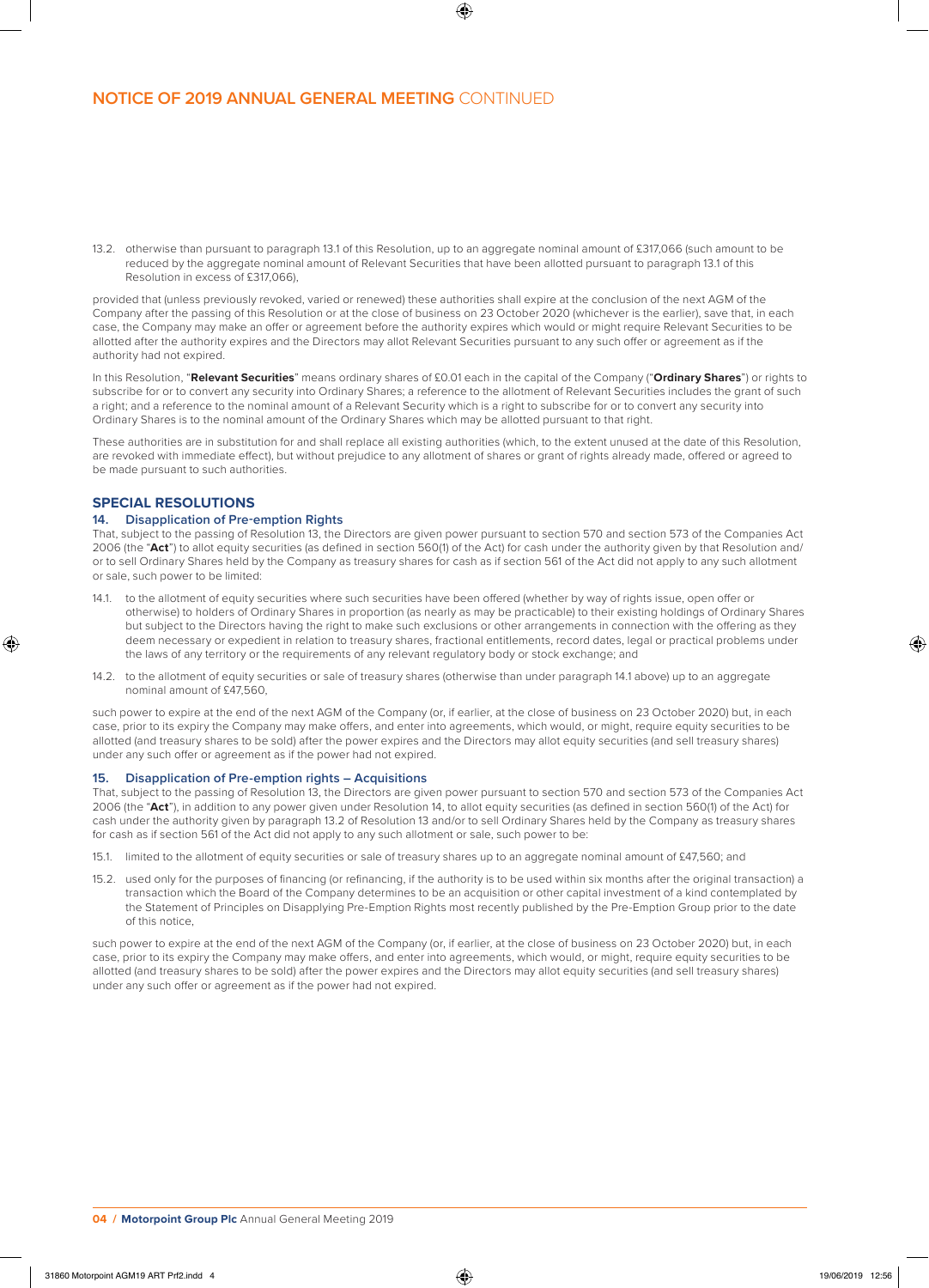13.2. otherwise than pursuant to paragraph 13.1 of this Resolution, up to an aggregate nominal amount of £317,066 (such amount to be reduced by the aggregate nominal amount of Relevant Securities that have been allotted pursuant to paragraph 13.1 of this Resolution in excess of £317,066),

provided that (unless previously revoked, varied or renewed) these authorities shall expire at the conclusion of the next AGM of the Company after the passing of this Resolution or at the close of business on 23 October 2020 (whichever is the earlier), save that, in each case, the Company may make an offer or agreement before the authority expires which would or might require Relevant Securities to be allotted after the authority expires and the Directors may allot Relevant Securities pursuant to any such offer or agreement as if the authority had not expired.

In this Resolution, "**Relevant Securities**" means ordinary shares of £0.01 each in the capital of the Company ("**Ordinary Shares**") or rights to subscribe for or to convert any security into Ordinary Shares; a reference to the allotment of Relevant Securities includes the grant of such a right; and a reference to the nominal amount of a Relevant Security which is a right to subscribe for or to convert any security into Ordinary Shares is to the nominal amount of the Ordinary Shares which may be allotted pursuant to that right.

These authorities are in substitution for and shall replace all existing authorities (which, to the extent unused at the date of this Resolution, are revoked with immediate effect), but without prejudice to any allotment of shares or grant of rights already made, offered or agreed to be made pursuant to such authorities.

## SPECIAL RESOLUTIONS

### 14. Disapplication of Pre-emption Rights

That, subject to the passing of Resolution 13, the Directors are given power pursuant to section 570 and section 573 of the Companies Act 2006 (the "**Act**") to allot equity securities (as defined in section 560(1) of the Act) for cash under the authority given by that Resolution and/or to sell Ordinary Shares held by the Company as treasury shares for cash as if section 561 of the Act did not apply to any such allotment or sale, such power to be limited:

14.1. to the allotment of equity securities where such securities have been offered (whether by way of rights issue, open offer or otherwise) to holders of Ordinary Shares in proportion (as nearly as may be practicable) to their existing holdings of Ordinary Shares but subject to the Directors having the right to make such exclusions or other arrangements in connection with the offering as they deem necessary or expedient in relation to treasury shares, fractional entitlements, record dates, legal or practical problems under the laws of any territory or the requirements of any relevant regulatory body or stock exchange; and

14.2. to the allotment of equity securities or sale of treasury shares (otherwise than under paragraph 14.1 above) up to an aggregate nominal amount of £47,560,

such power to expire at the end of the next AGM of the Company (or, if earlier, at the close of business on 23 October 2020) but, in each case, prior to its expiry the Company may make offers, and enter into agreements, which would, or might, require equity securities to be allotted (and treasury shares to be sold) after the power expires and the Directors may allot equity securities (and sell treasury shares) under any such offer or agreement as if the power had not expired.

### 15. Disapplication of Pre-emption rights – Acquisitions

That, subject to the passing of Resolution 13, the Directors are given power pursuant to section 570 and section 573 of the Companies Act 2006 (the "**Act**"), in addition to any power given under Resolution 14, to allot equity securities (as defined in section 560(1) of the Act) for cash under the authority given by paragraph 13.2 of Resolution 13 and/or to sell Ordinary Shares held by the Company as treasury shares for cash as if section 561 of the Act did not apply to any such allotment or sale, such power to be:

15.1. limited to the allotment of equity securities or sale of treasury shares up to an aggregate nominal amount of £47,560; and

15.2. used only for the purposes of financing (or refinancing, if the authority is to be used within six months after the original transaction) a transaction which the Board of the Company determines to be an acquisition or other capital investment of a kind contemplated by the Statement of Principles on Disapplying Pre-Emption Rights most recently published by the Pre-Emption Group prior to the date of this notice,

such power to expire at the end of the next AGM of the Company (or, if earlier, at the close of business on 23 October 2020) but, in each case, prior to its expiry the Company may make offers, and enter into agreements, which would, or might, require equity securities to be allotted (and treasury shares to be sold) after the power expires and the Directors may allot equity securities (and sell treasury shares) under any such offer or agreement as if the power had not expired.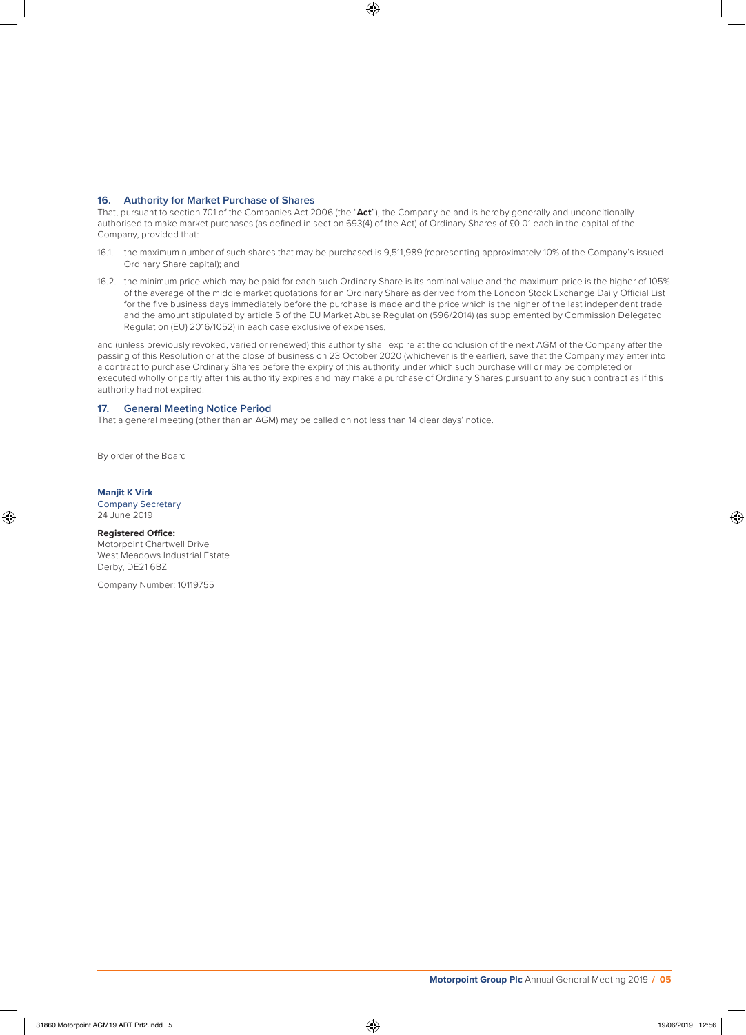### 16. Authority for Market Purchase of Shares

That, pursuant to section 701 of the Companies Act 2006 (the "**Act**"), the Company be and is hereby generally and unconditionally authorised to make market purchases (as defined in section 693(4) of the Act) of Ordinary Shares of £0.01 each in the capital of the Company, provided that:

16.1. the maximum number of such shares that may be purchased is 9,511,989 (representing approximately 10% of the Company's issued Ordinary Share capital); and

16.2. the minimum price which may be paid for each such Ordinary Share is its nominal value and the maximum price is the higher of 105% of the average of the middle market quotations for an Ordinary Share as derived from the London Stock Exchange Daily Official List for the five business days immediately before the purchase is made and the price which is the higher of the last independent trade and the amount stipulated by article 5 of the EU Market Abuse Regulation (596/2014) (as supplemented by Commission Delegated Regulation (EU) 2016/1052) in each case exclusive of expenses,

and (unless previously revoked, varied or renewed) this authority shall expire at the conclusion of the next AGM of the Company after the passing of this Resolution or at the close of business on 23 October 2020 (whichever is the earlier), save that the Company may enter into a contract to purchase Ordinary Shares before the expiry of this authority under which such purchase will or may be completed or executed wholly or partly after this authority expires and may make a purchase of Ordinary Shares pursuant to any such contract as if this authority had not expired.

### 17. General Meeting Notice Period

That a general meeting (other than an AGM) may be called on not less than 14 clear days' notice.

By order of the Board

**Manjit K Virk**
Company Secretary
24 June 2019

**Registered Office:**
Motorpoint Chartwell Drive
West Meadows Industrial Estate
Derby, DE21 6BZ

Company Number: 10119755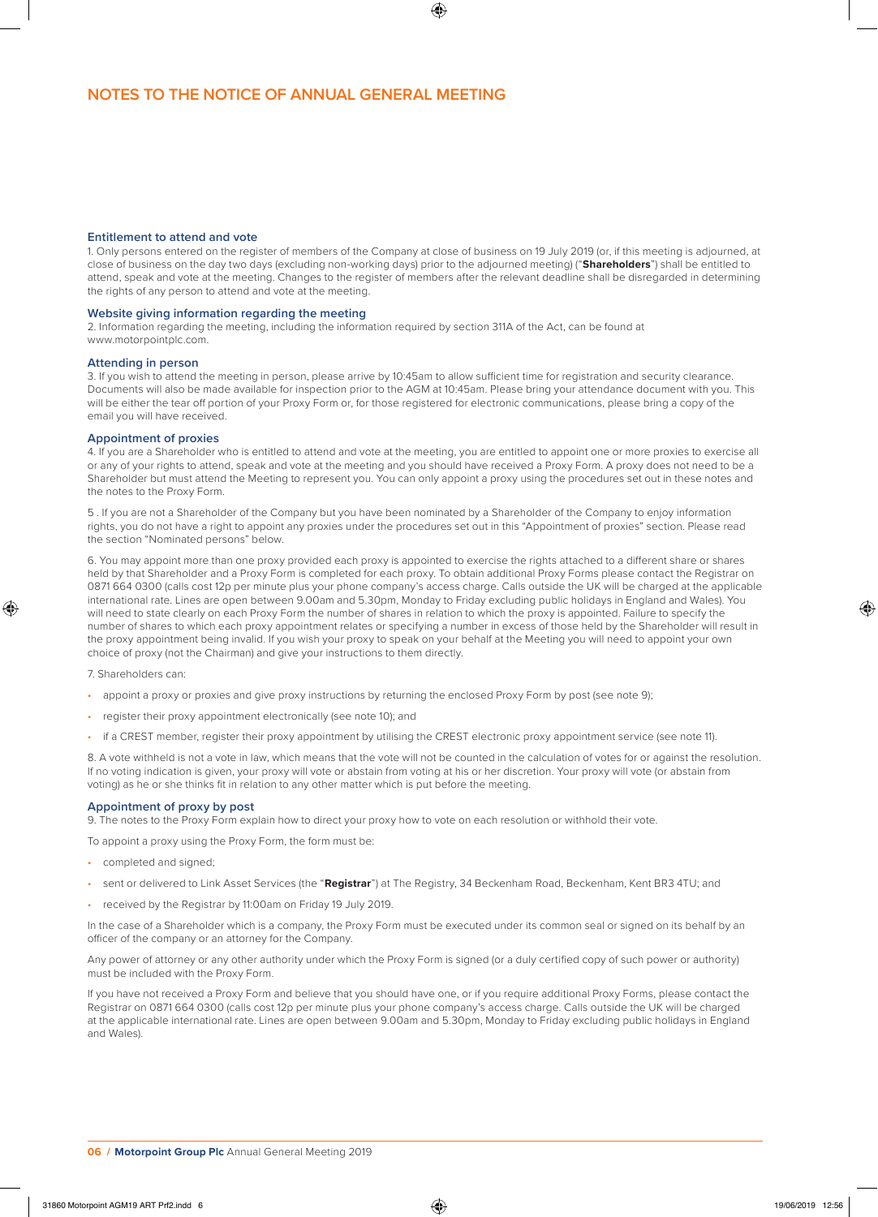# NOTES TO THE NOTICE OF ANNUAL GENERAL MEETING

### Entitlement to attend and vote

1. Only persons entered on the register of members of the Company at close of business on 19 July 2019 (or, if this meeting is adjourned, at close of business on the day two days (excluding non-working days) prior to the adjourned meeting) ("**Shareholders**") shall be entitled to attend, speak and vote at the meeting. Changes to the register of members after the relevant deadline shall be disregarded in determining the rights of any person to attend and vote at the meeting.

### Website giving information regarding the meeting

2. Information regarding the meeting, including the information required by section 311A of the Act, can be found at www.motorpointplc.com.

### Attending in person

3. If you wish to attend the meeting in person, please arrive by 10:45am to allow sufficient time for registration and security clearance. Documents will also be made available for inspection prior to the AGM at 10:45am. Please bring your attendance document with you. This will be either the tear off portion of your Proxy Form or, for those registered for electronic communications, please bring a copy of the email you will have received.

### Appointment of proxies

4. If you are a Shareholder who is entitled to attend and vote at the meeting, you are entitled to appoint one or more proxies to exercise all or any of your rights to attend, speak and vote at the meeting and you should have received a Proxy Form. A proxy does not need to be a Shareholder but must attend the Meeting to represent you. You can only appoint a proxy using the procedures set out in these notes and the notes to the Proxy Form.

5 . If you are not a Shareholder of the Company but you have been nominated by a Shareholder of the Company to enjoy information rights, you do not have a right to appoint any proxies under the procedures set out in this "Appointment of proxies" section. Please read the section "Nominated persons" below.

6. You may appoint more than one proxy provided each proxy is appointed to exercise the rights attached to a different share or shares held by that Shareholder and a Proxy Form is completed for each proxy. To obtain additional Proxy Forms please contact the Registrar on 0871 664 0300 (calls cost 12p per minute plus your phone company's access charge. Calls outside the UK will be charged at the applicable international rate. Lines are open between 9.00am and 5.30pm, Monday to Friday excluding public holidays in England and Wales). You will need to state clearly on each Proxy Form the number of shares in relation to which the proxy is appointed. Failure to specify the number of shares to which each proxy appointment relates or specifying a number in excess of those held by the Shareholder will result in the proxy appointment being invalid. If you wish your proxy to speak on your behalf at the Meeting you will need to appoint your own choice of proxy (not the Chairman) and give your instructions to them directly.

7. Shareholders can:

- appoint a proxy or proxies and give proxy instructions by returning the enclosed Proxy Form by post (see note 9);
- register their proxy appointment electronically (see note 10); and
- if a CREST member, register their proxy appointment by utilising the CREST electronic proxy appointment service (see note 11).

8. A vote withheld is not a vote in law, which means that the vote will not be counted in the calculation of votes for or against the resolution. If no voting indication is given, your proxy will vote or abstain from voting at his or her discretion. Your proxy will vote (or abstain from voting) as he or she thinks fit in relation to any other matter which is put before the meeting.

### Appointment of proxy by post

9. The notes to the Proxy Form explain how to direct your proxy how to vote on each resolution or withhold their vote.

To appoint a proxy using the Proxy Form, the form must be:

- completed and signed;
- sent or delivered to Link Asset Services (the "**Registrar**") at The Registry, 34 Beckenham Road, Beckenham, Kent BR3 4TU; and
- received by the Registrar by 11:00am on Friday 19 July 2019.

In the case of a Shareholder which is a company, the Proxy Form must be executed under its common seal or signed on its behalf by an officer of the company or an attorney for the Company.

Any power of attorney or any other authority under which the Proxy Form is signed (or a duly certified copy of such power or authority) must be included with the Proxy Form.

If you have not received a Proxy Form and believe that you should have one, or if you require additional Proxy Forms, please contact the Registrar on 0871 664 0300 (calls cost 12p per minute plus your phone company's access charge. Calls outside the UK will be charged at the applicable international rate. Lines are open between 9.00am and 5.30pm, Monday to Friday excluding public holidays in England and Wales).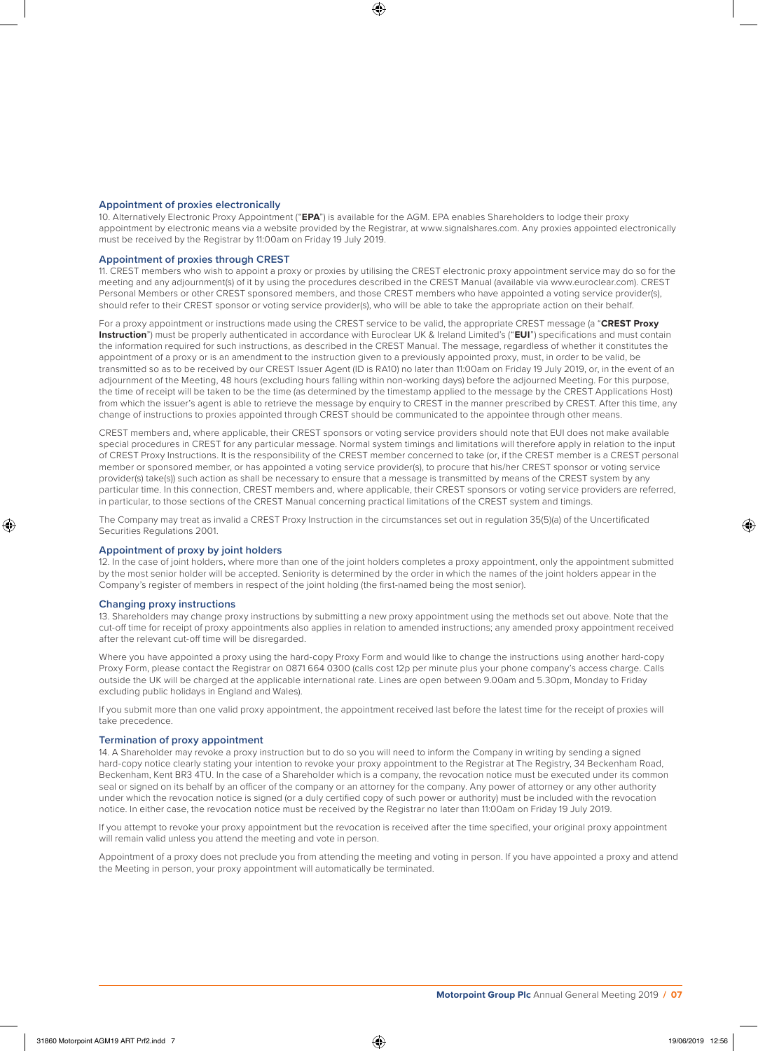### Appointment of proxies electronically

10. Alternatively Electronic Proxy Appointment ("**EPA**") is available for the AGM. EPA enables Shareholders to lodge their proxy appointment by electronic means via a website provided by the Registrar, at www.signalshares.com. Any proxies appointed electronically must be received by the Registrar by 11:00am on Friday 19 July 2019.

### Appointment of proxies through CREST

11. CREST members who wish to appoint a proxy or proxies by utilising the CREST electronic proxy appointment service may do so for the meeting and any adjournment(s) of it by using the procedures described in the CREST Manual (available via www.euroclear.com). CREST Personal Members or other CREST sponsored members, and those CREST members who have appointed a voting service provider(s), should refer to their CREST sponsor or voting service provider(s), who will be able to take the appropriate action on their behalf.

For a proxy appointment or instructions made using the CREST service to be valid, the appropriate CREST message (a "**CREST Proxy Instruction**") must be properly authenticated in accordance with Euroclear UK & Ireland Limited's ("**EUI**") specifications and must contain the information required for such instructions, as described in the CREST Manual. The message, regardless of whether it constitutes the appointment of a proxy or is an amendment to the instruction given to a previously appointed proxy, must, in order to be valid, be transmitted so as to be received by our CREST Issuer Agent (ID is RA10) no later than 11:00am on Friday 19 July 2019, or, in the event of an adjournment of the Meeting, 48 hours (excluding hours falling within non-working days) before the adjourned Meeting. For this purpose, the time of receipt will be taken to be the time (as determined by the timestamp applied to the message by the CREST Applications Host) from which the issuer's agent is able to retrieve the message by enquiry to CREST in the manner prescribed by CREST. After this time, any change of instructions to proxies appointed through CREST should be communicated to the appointee through other means.

CREST members and, where applicable, their CREST sponsors or voting service providers should note that EUI does not make available special procedures in CREST for any particular message. Normal system timings and limitations will therefore apply in relation to the input of CREST Proxy Instructions. It is the responsibility of the CREST member concerned to take (or, if the CREST member is a CREST personal member or sponsored member, or has appointed a voting service provider(s), to procure that his/her CREST sponsor or voting service provider(s) take(s)) such action as shall be necessary to ensure that a message is transmitted by means of the CREST system by any particular time. In this connection, CREST members and, where applicable, their CREST sponsors or voting service providers are referred, in particular, to those sections of the CREST Manual concerning practical limitations of the CREST system and timings.

The Company may treat as invalid a CREST Proxy Instruction in the circumstances set out in regulation 35(5)(a) of the Uncertificated Securities Regulations 2001.

### Appointment of proxy by joint holders

12. In the case of joint holders, where more than one of the joint holders completes a proxy appointment, only the appointment submitted by the most senior holder will be accepted. Seniority is determined by the order in which the names of the joint holders appear in the Company's register of members in respect of the joint holding (the first-named being the most senior).

### Changing proxy instructions

13. Shareholders may change proxy instructions by submitting a new proxy appointment using the methods set out above. Note that the cut-off time for receipt of proxy appointments also applies in relation to amended instructions; any amended proxy appointment received after the relevant cut-off time will be disregarded.

Where you have appointed a proxy using the hard-copy Proxy Form and would like to change the instructions using another hard-copy Proxy Form, please contact the Registrar on 0871 664 0300 (calls cost 12p per minute plus your phone company's access charge. Calls outside the UK will be charged at the applicable international rate. Lines are open between 9.00am and 5.30pm, Monday to Friday excluding public holidays in England and Wales).

If you submit more than one valid proxy appointment, the appointment received last before the latest time for the receipt of proxies will take precedence.

### Termination of proxy appointment

14. A Shareholder may revoke a proxy instruction but to do so you will need to inform the Company in writing by sending a signed hard-copy notice clearly stating your intention to revoke your proxy appointment to the Registrar at The Registry, 34 Beckenham Road, Beckenham, Kent BR3 4TU. In the case of a Shareholder which is a company, the revocation notice must be executed under its common seal or signed on its behalf by an officer of the company or an attorney for the company. Any power of attorney or any other authority under which the revocation notice is signed (or a duly certified copy of such power or authority) must be included with the revocation notice. In either case, the revocation notice must be received by the Registrar no later than 11:00am on Friday 19 July 2019.

If you attempt to revoke your proxy appointment but the revocation is received after the time specified, your original proxy appointment will remain valid unless you attend the meeting and vote in person.

Appointment of a proxy does not preclude you from attending the meeting and voting in person. If you have appointed a proxy and attend the Meeting in person, your proxy appointment will automatically be terminated.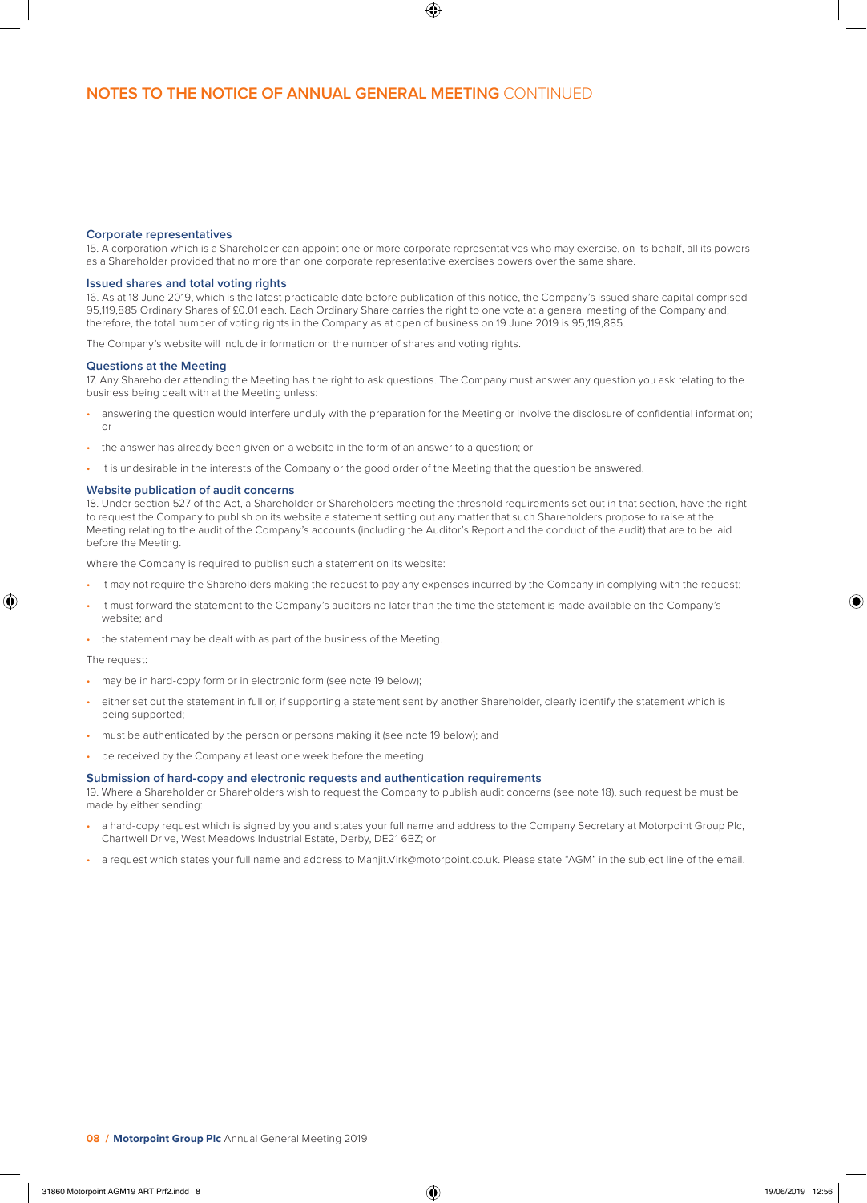## NOTES TO THE NOTICE OF ANNUAL GENERAL MEETING CONTINUED

### Corporate representatives

15. A corporation which is a Shareholder can appoint one or more corporate representatives who may exercise, on its behalf, all its powers as a Shareholder provided that no more than one corporate representative exercises powers over the same share.

### Issued shares and total voting rights

16. As at 18 June 2019, which is the latest practicable date before publication of this notice, the Company's issued share capital comprised 95,119,885 Ordinary Shares of £0.01 each. Each Ordinary Share carries the right to one vote at a general meeting of the Company and, therefore, the total number of voting rights in the Company as at open of business on 19 June 2019 is 95,119,885.

The Company's website will include information on the number of shares and voting rights.

### Questions at the Meeting

17. Any Shareholder attending the Meeting has the right to ask questions. The Company must answer any question you ask relating to the business being dealt with at the Meeting unless:

- answering the question would interfere unduly with the preparation for the Meeting or involve the disclosure of confidential information; or
- the answer has already been given on a website in the form of an answer to a question; or
- it is undesirable in the interests of the Company or the good order of the Meeting that the question be answered.

### Website publication of audit concerns

18. Under section 527 of the Act, a Shareholder or Shareholders meeting the threshold requirements set out in that section, have the right to request the Company to publish on its website a statement setting out any matter that such Shareholders propose to raise at the Meeting relating to the audit of the Company's accounts (including the Auditor's Report and the conduct of the audit) that are to be laid before the Meeting.

Where the Company is required to publish such a statement on its website:

- it may not require the Shareholders making the request to pay any expenses incurred by the Company in complying with the request;
- it must forward the statement to the Company's auditors no later than the time the statement is made available on the Company's website; and
- the statement may be dealt with as part of the business of the Meeting.

The request:

- may be in hard-copy form or in electronic form (see note 19 below);
- either set out the statement in full or, if supporting a statement sent by another Shareholder, clearly identify the statement which is being supported;
- must be authenticated by the person or persons making it (see note 19 below); and
- be received by the Company at least one week before the meeting.

### Submission of hard-copy and electronic requests and authentication requirements

19. Where a Shareholder or Shareholders wish to request the Company to publish audit concerns (see note 18), such request be must be made by either sending:

- a hard-copy request which is signed by you and states your full name and address to the Company Secretary at Motorpoint Group Plc, Chartwell Drive, West Meadows Industrial Estate, Derby, DE21 6BZ; or
- a request which states your full name and address to Manjit.Virk@motorpoint.co.uk. Please state "AGM" in the subject line of the email.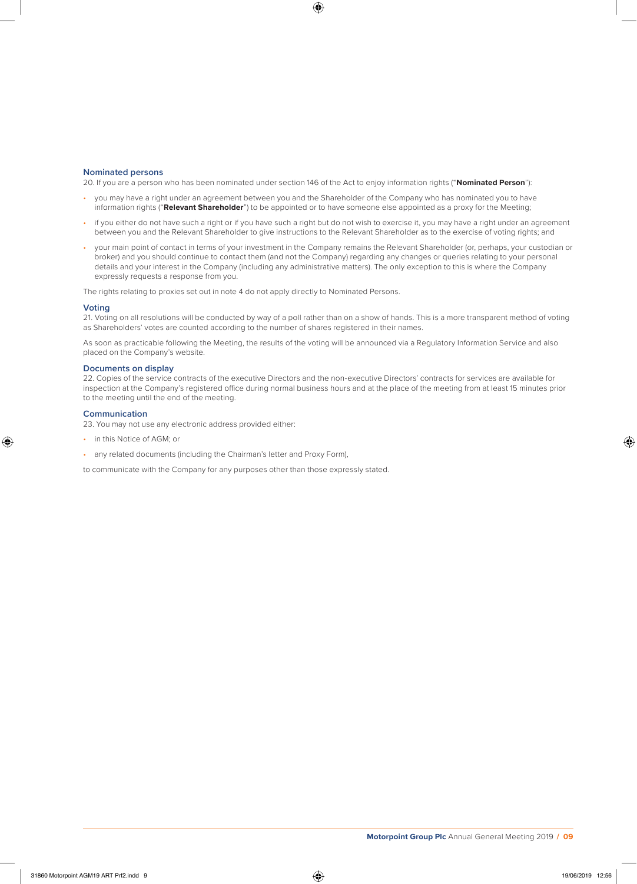### Nominated persons

20. If you are a person who has been nominated under section 146 of the Act to enjoy information rights ("**Nominated Person**"):

- you may have a right under an agreement between you and the Shareholder of the Company who has nominated you to have information rights ("**Relevant Shareholder**") to be appointed or to have someone else appointed as a proxy for the Meeting;
- if you either do not have such a right or if you have such a right but do not wish to exercise it, you may have a right under an agreement between you and the Relevant Shareholder to give instructions to the Relevant Shareholder as to the exercise of voting rights; and
- your main point of contact in terms of your investment in the Company remains the Relevant Shareholder (or, perhaps, your custodian or broker) and you should continue to contact them (and not the Company) regarding any changes or queries relating to your personal details and your interest in the Company (including any administrative matters). The only exception to this is where the Company expressly requests a response from you.

The rights relating to proxies set out in note 4 do not apply directly to Nominated Persons.

### Voting

21. Voting on all resolutions will be conducted by way of a poll rather than on a show of hands. This is a more transparent method of voting as Shareholders' votes are counted according to the number of shares registered in their names.

As soon as practicable following the Meeting, the results of the voting will be announced via a Regulatory Information Service and also placed on the Company's website.

### Documents on display

22. Copies of the service contracts of the executive Directors and the non-executive Directors' contracts for services are available for inspection at the Company's registered office during normal business hours and at the place of the meeting from at least 15 minutes prior to the meeting until the end of the meeting.

### Communication

23. You may not use any electronic address provided either:

- in this Notice of AGM; or
- any related documents (including the Chairman's letter and Proxy Form),

to communicate with the Company for any purposes other than those expressly stated.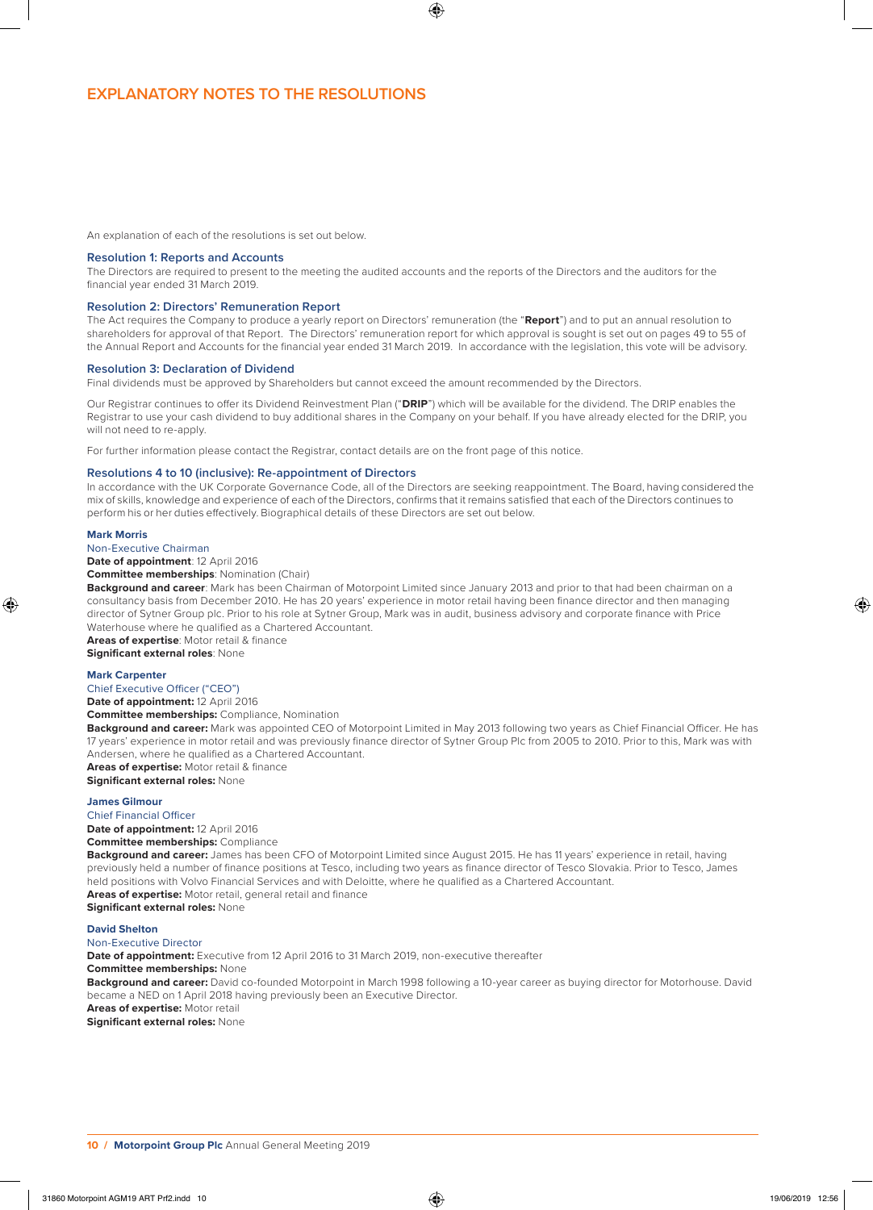# EXPLANATORY NOTES TO THE RESOLUTIONS

An explanation of each of the resolutions is set out below.

## Resolution 1: Reports and Accounts

The Directors are required to present to the meeting the audited accounts and the reports of the Directors and the auditors for the financial year ended 31 March 2019.

## Resolution 2: Directors' Remuneration Report

The Act requires the Company to produce a yearly report on Directors' remuneration (the "**Report**") and to put an annual resolution to shareholders for approval of that Report. The Directors' remuneration report for which approval is sought is set out on pages 49 to 55 of the Annual Report and Accounts for the financial year ended 31 March 2019. In accordance with the legislation, this vote will be advisory.

## Resolution 3: Declaration of Dividend

Final dividends must be approved by Shareholders but cannot exceed the amount recommended by the Directors.

Our Registrar continues to offer its Dividend Reinvestment Plan ("**DRIP**") which will be available for the dividend. The DRIP enables the Registrar to use your cash dividend to buy additional shares in the Company on your behalf. If you have already elected for the DRIP, you will not need to re-apply.

For further information please contact the Registrar, contact details are on the front page of this notice.

## Resolutions 4 to 10 (inclusive): Re-appointment of Directors

In accordance with the UK Corporate Governance Code, all of the Directors are seeking reappointment. The Board, having considered the mix of skills, knowledge and experience of each of the Directors, confirms that it remains satisfied that each of the Directors continues to perform his or her duties effectively. Biographical details of these Directors are set out below.

### Mark Morris

Non-Executive Chairman

**Date of appointment**: 12 April 2016

**Committee memberships**: Nomination (Chair)

**Background and career**: Mark has been Chairman of Motorpoint Limited since January 2013 and prior to that had been chairman on a consultancy basis from December 2010. He has 20 years' experience in motor retail having been finance director and then managing director of Sytner Group plc. Prior to his role at Sytner Group, Mark was in audit, business advisory and corporate finance with Price Waterhouse where he qualified as a Chartered Accountant.

**Areas of expertise**: Motor retail & finance

**Significant external roles**: None

### Mark Carpenter

Chief Executive Officer ("CEO")

**Date of appointment:** 12 April 2016

**Committee memberships:** Compliance, Nomination

**Background and career:** Mark was appointed CEO of Motorpoint Limited in May 2013 following two years as Chief Financial Officer. He has 17 years' experience in motor retail and was previously finance director of Sytner Group Plc from 2005 to 2010. Prior to this, Mark was with Andersen, where he qualified as a Chartered Accountant.

**Areas of expertise:** Motor retail & finance

**Significant external roles:** None

### James Gilmour

Chief Financial Officer

**Date of appointment:** 12 April 2016

**Committee memberships:** Compliance

**Background and career:** James has been CFO of Motorpoint Limited since August 2015. He has 11 years' experience in retail, having previously held a number of finance positions at Tesco, including two years as finance director of Tesco Slovakia. Prior to Tesco, James held positions with Volvo Financial Services and with Deloitte, where he qualified as a Chartered Accountant.

**Areas of expertise:** Motor retail, general retail and finance

**Significant external roles:** None

### David Shelton

Non-Executive Director

**Date of appointment:** Executive from 12 April 2016 to 31 March 2019, non-executive thereafter

**Committee memberships:** None

**Background and career:** David co-founded Motorpoint in March 1998 following a 10-year career as buying director for Motorhouse. David became a NED on 1 April 2018 having previously been an Executive Director.

**Areas of expertise:** Motor retail

**Significant external roles:** None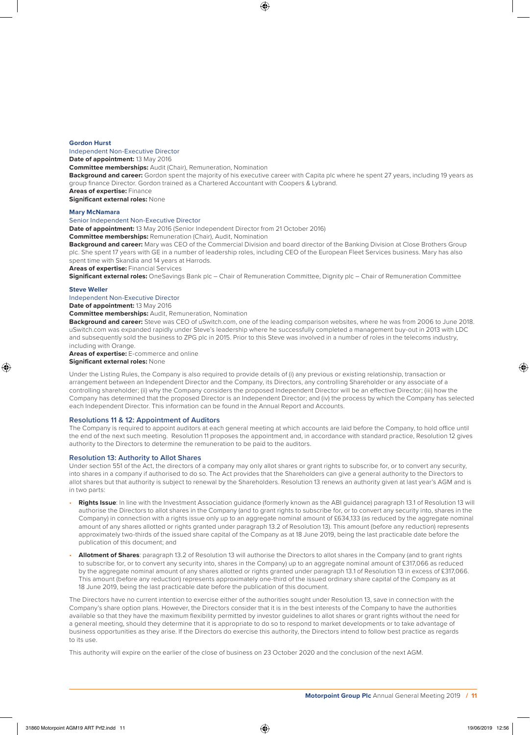### Gordon Hurst

Independent Non-Executive Director

**Date of appointment:** 13 May 2016

**Committee memberships:** Audit (Chair), Remuneration, Nomination

**Background and career:** Gordon spent the majority of his executive career with Capita plc where he spent 27 years, including 19 years as group finance Director. Gordon trained as a Chartered Accountant with Coopers & Lybrand.

**Areas of expertise:** Finance

**Significant external roles:** None

### Mary McNamara

Senior Independent Non-Executive Director

**Date of appointment:** 13 May 2016 (Senior Independent Director from 21 October 2016)

**Committee memberships:** Remuneration (Chair), Audit, Nomination

**Background and career:** Mary was CEO of the Commercial Division and board director of the Banking Division at Close Brothers Group plc. She spent 17 years with GE in a number of leadership roles, including CEO of the European Fleet Services business. Mary has also spent time with Skandia and 14 years at Harrods.

**Areas of expertise:** Financial Services

**Significant external roles:** OneSavings Bank plc – Chair of Remuneration Committee, Dignity plc – Chair of Remuneration Committee

### Steve Weller

Independent Non-Executive Director

**Date of appointment:** 13 May 2016

**Committee memberships:** Audit, Remuneration, Nomination

**Background and career:** Steve was CEO of uSwitch.com, one of the leading comparison websites, where he was from 2006 to June 2018. uSwitch.com was expanded rapidly under Steve's leadership where he successfully completed a management buy-out in 2013 with LDC and subsequently sold the business to ZPG plc in 2015. Prior to this Steve was involved in a number of roles in the telecoms industry, including with Orange.

**Areas of expertise:** E-commerce and online

**Significant external roles:** None

Under the Listing Rules, the Company is also required to provide details of (i) any previous or existing relationship, transaction or arrangement between an Independent Director and the Company, its Directors, any controlling Shareholder or any associate of a controlling shareholder; (ii) why the Company considers the proposed Independent Director will be an effective Director; (iii) how the Company has determined that the proposed Director is an Independent Director; and (iv) the process by which the Company has selected each Independent Director. This information can be found in the Annual Report and Accounts.

## Resolutions 11 & 12: Appointment of Auditors

The Company is required to appoint auditors at each general meeting at which accounts are laid before the Company, to hold office until the end of the next such meeting. Resolution 11 proposes the appointment and, in accordance with standard practice, Resolution 12 gives authority to the Directors to determine the remuneration to be paid to the auditors.

## Resolution 13: Authority to Allot Shares

Under section 551 of the Act, the directors of a company may only allot shares or grant rights to subscribe for, or to convert any security, into shares in a company if authorised to do so. The Act provides that the Shareholders can give a general authority to the Directors to allot shares but that authority is subject to renewal by the Shareholders. Resolution 13 renews an authority given at last year's AGM and is in two parts:

- **Rights Issue**: In line with the Investment Association guidance (formerly known as the ABI guidance) paragraph 13.1 of Resolution 13 will authorise the Directors to allot shares in the Company (and to grant rights to subscribe for, or to convert any security into, shares in the Company) in connection with a rights issue only up to an aggregate nominal amount of £634,133 (as reduced by the aggregate nominal amount of any shares allotted or rights granted under paragraph 13.2 of Resolution 13). This amount (before any reduction) represents approximately two-thirds of the issued share capital of the Company as at 18 June 2019, being the last practicable date before the publication of this document; and
- **Allotment of Shares**: paragraph 13.2 of Resolution 13 will authorise the Directors to allot shares in the Company (and to grant rights to subscribe for, or to convert any security into, shares in the Company) up to an aggregate nominal amount of £317,066 as reduced by the aggregate nominal amount of any shares allotted or rights granted under paragraph 13.1 of Resolution 13 in excess of £317,066. This amount (before any reduction) represents approximately one-third of the issued ordinary share capital of the Company as at 18 June 2019, being the last practicable date before the publication of this document.

The Directors have no current intention to exercise either of the authorities sought under Resolution 13, save in connection with the Company's share option plans. However, the Directors consider that it is in the best interests of the Company to have the authorities available so that they have the maximum flexibility permitted by investor guidelines to allot shares or grant rights without the need for a general meeting, should they determine that it is appropriate to do so to respond to market developments or to take advantage of business opportunities as they arise. If the Directors do exercise this authority, the Directors intend to follow best practice as regards to its use.

This authority will expire on the earlier of the close of business on 23 October 2020 and the conclusion of the next AGM.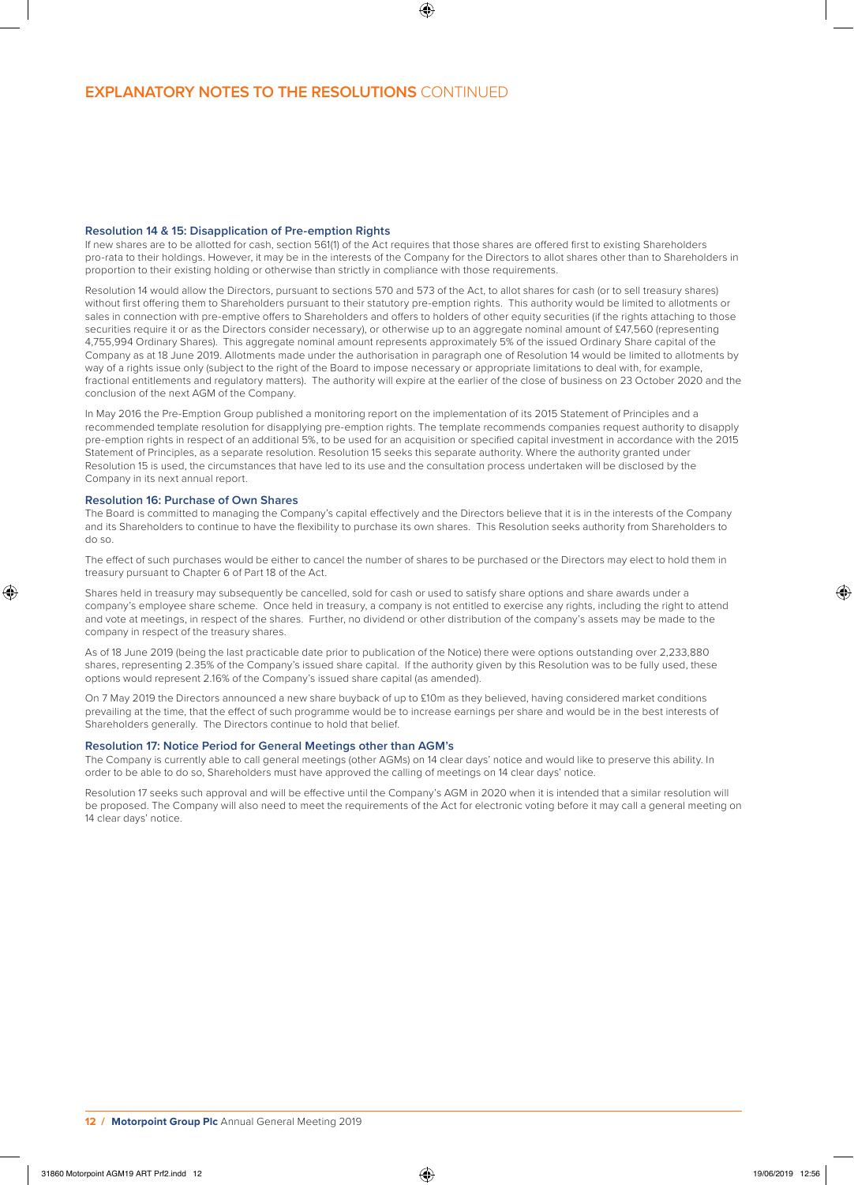## EXPLANATORY NOTES TO THE RESOLUTIONS CONTINUED

### Resolution 14 & 15: Disapplication of Pre-emption Rights

If new shares are to be allotted for cash, section 561(1) of the Act requires that those shares are offered first to existing Shareholders pro-rata to their holdings. However, it may be in the interests of the Company for the Directors to allot shares other than to Shareholders in proportion to their existing holding or otherwise than strictly in compliance with those requirements.

Resolution 14 would allow the Directors, pursuant to sections 570 and 573 of the Act, to allot shares for cash (or to sell treasury shares) without first offering them to Shareholders pursuant to their statutory pre-emption rights. This authority would be limited to allotments or sales in connection with pre-emptive offers to Shareholders and offers to holders of other equity securities (if the rights attaching to those securities require it or as the Directors consider necessary), or otherwise up to an aggregate nominal amount of £47,560 (representing 4,755,994 Ordinary Shares). This aggregate nominal amount represents approximately 5% of the issued Ordinary Share capital of the Company as at 18 June 2019. Allotments made under the authorisation in paragraph one of Resolution 14 would be limited to allotments by way of a rights issue only (subject to the right of the Board to impose necessary or appropriate limitations to deal with, for example, fractional entitlements and regulatory matters). The authority will expire at the earlier of the close of business on 23 October 2020 and the conclusion of the next AGM of the Company.

In May 2016 the Pre-Emption Group published a monitoring report on the implementation of its 2015 Statement of Principles and a recommended template resolution for disapplying pre-emption rights. The template recommends companies request authority to disapply pre-emption rights in respect of an additional 5%, to be used for an acquisition or specified capital investment in accordance with the 2015 Statement of Principles, as a separate resolution. Resolution 15 seeks this separate authority. Where the authority granted under Resolution 15 is used, the circumstances that have led to its use and the consultation process undertaken will be disclosed by the Company in its next annual report.

### Resolution 16: Purchase of Own Shares

The Board is committed to managing the Company's capital effectively and the Directors believe that it is in the interests of the Company and its Shareholders to continue to have the flexibility to purchase its own shares. This Resolution seeks authority from Shareholders to do so.

The effect of such purchases would be either to cancel the number of shares to be purchased or the Directors may elect to hold them in treasury pursuant to Chapter 6 of Part 18 of the Act.

Shares held in treasury may subsequently be cancelled, sold for cash or used to satisfy share options and share awards under a company's employee share scheme. Once held in treasury, a company is not entitled to exercise any rights, including the right to attend and vote at meetings, in respect of the shares. Further, no dividend or other distribution of the company's assets may be made to the company in respect of the treasury shares.

As of 18 June 2019 (being the last practicable date prior to publication of the Notice) there were options outstanding over 2,233,880 shares, representing 2.35% of the Company's issued share capital. If the authority given by this Resolution was to be fully used, these options would represent 2.16% of the Company's issued share capital (as amended).

On 7 May 2019 the Directors announced a new share buyback of up to £10m as they believed, having considered market conditions prevailing at the time, that the effect of such programme would be to increase earnings per share and would be in the best interests of Shareholders generally. The Directors continue to hold that belief.

### Resolution 17: Notice Period for General Meetings other than AGM's

The Company is currently able to call general meetings (other AGMs) on 14 clear days' notice and would like to preserve this ability. In order to be able to do so, Shareholders must have approved the calling of meetings on 14 clear days' notice.

Resolution 17 seeks such approval and will be effective until the Company's AGM in 2020 when it is intended that a similar resolution will be proposed. The Company will also need to meet the requirements of the Act for electronic voting before it may call a general meeting on 14 clear days' notice.